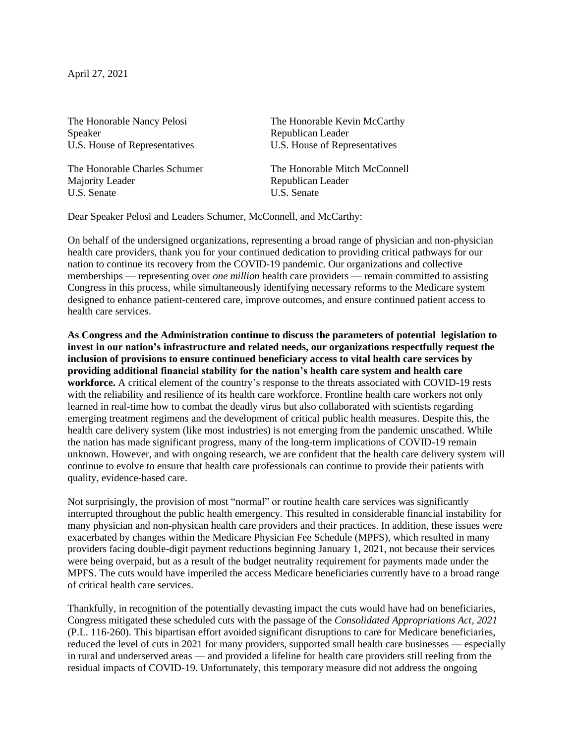April 27, 2021

The Honorable Nancy Pelosi
Speaker
U.S. House of Representatives

The Honorable Kevin McCarthy
Republican Leader
U.S. House of Representatives

The Honorable Charles Schumer
Majority Leader
U.S. Senate

The Honorable Mitch McConnell
Republican Leader
U.S. Senate

Dear Speaker Pelosi and Leaders Schumer, McConnell, and McCarthy:

On behalf of the undersigned organizations, representing a broad range of physician and non-physician health care providers, thank you for your continued dedication to providing critical pathways for our nation to continue its recovery from the COVID-19 pandemic. Our organizations and collective memberships — representing over *one million* health care providers — remain committed to assisting Congress in this process, while simultaneously identifying necessary reforms to the Medicare system designed to enhance patient-centered care, improve outcomes, and ensure continued patient access to health care services.

**As Congress and the Administration continue to discuss the parameters of potential legislation to invest in our nation's infrastructure and related needs, our organizations respectfully request the inclusion of provisions to ensure continued beneficiary access to vital health care services by providing additional financial stability for the nation's health care system and health care workforce.** A critical element of the country's response to the threats associated with COVID-19 rests with the reliability and resilience of its health care workforce. Frontline health care workers not only learned in real-time how to combat the deadly virus but also collaborated with scientists regarding emerging treatment regimens and the development of critical public health measures. Despite this, the health care delivery system (like most industries) is not emerging from the pandemic unscathed. While the nation has made significant progress, many of the long-term implications of COVID-19 remain unknown. However, and with ongoing research, we are confident that the health care delivery system will continue to evolve to ensure that health care professionals can continue to provide their patients with quality, evidence-based care.

Not surprisingly, the provision of most "normal" or routine health care services was significantly interrupted throughout the public health emergency. This resulted in considerable financial instability for many physician and non-physican health care providers and their practices. In addition, these issues were exacerbated by changes within the Medicare Physician Fee Schedule (MPFS), which resulted in many providers facing double-digit payment reductions beginning January 1, 2021, not because their services were being overpaid, but as a result of the budget neutrality requirement for payments made under the MPFS. The cuts would have imperiled the access Medicare beneficiaries currently have to a broad range of critical health care services.

Thankfully, in recognition of the potentially devasting impact the cuts would have had on beneficiaries, Congress mitigated these scheduled cuts with the passage of the *Consolidated Appropriations Act, 2021* (P.L. 116-260). This bipartisan effort avoided significant disruptions to care for Medicare beneficiaries, reduced the level of cuts in 2021 for many providers, supported small health care businesses — especially in rural and underserved areas — and provided a lifeline for health care providers still reeling from the residual impacts of COVID-19. Unfortunately, this temporary measure did not address the ongoing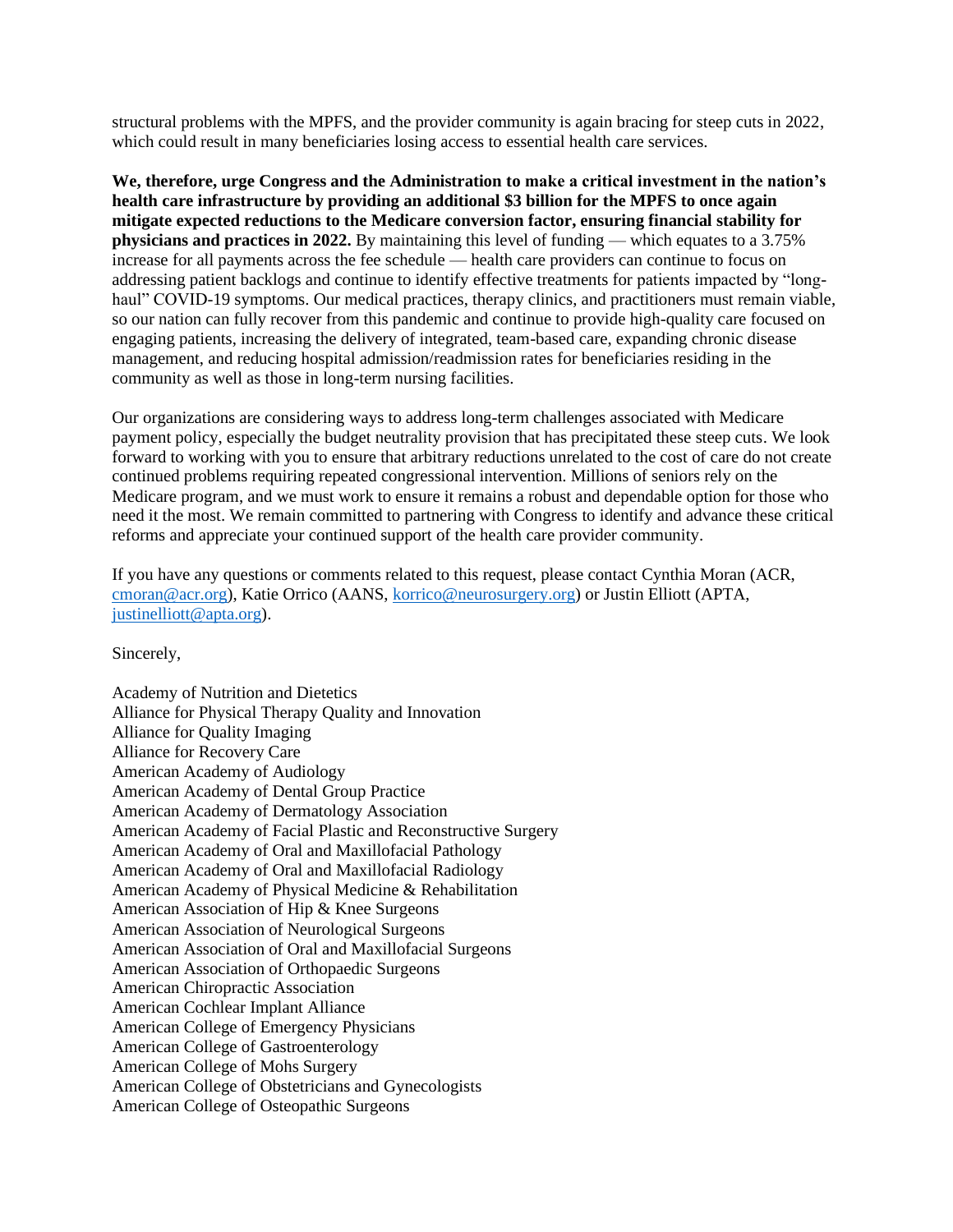structural problems with the MPFS, and the provider community is again bracing for steep cuts in 2022, which could result in many beneficiaries losing access to essential health care services.

**We, therefore, urge Congress and the Administration to make a critical investment in the nation's health care infrastructure by providing an additional $3 billion for the MPFS to once again mitigate expected reductions to the Medicare conversion factor, ensuring financial stability for physicians and practices in 2022.** By maintaining this level of funding — which equates to a 3.75% increase for all payments across the fee schedule — health care providers can continue to focus on addressing patient backlogs and continue to identify effective treatments for patients impacted by "long-haul" COVID-19 symptoms. Our medical practices, therapy clinics, and practitioners must remain viable, so our nation can fully recover from this pandemic and continue to provide high-quality care focused on engaging patients, increasing the delivery of integrated, team-based care, expanding chronic disease management, and reducing hospital admission/readmission rates for beneficiaries residing in the community as well as those in long-term nursing facilities.

Our organizations are considering ways to address long-term challenges associated with Medicare payment policy, especially the budget neutrality provision that has precipitated these steep cuts. We look forward to working with you to ensure that arbitrary reductions unrelated to the cost of care do not create continued problems requiring repeated congressional intervention. Millions of seniors rely on the Medicare program, and we must work to ensure it remains a robust and dependable option for those who need it the most. We remain committed to partnering with Congress to identify and advance these critical reforms and appreciate your continued support of the health care provider community.

If you have any questions or comments related to this request, please contact Cynthia Moran (ACR, cmoran@acr.org), Katie Orrico (AANS, korrico@neurosurgery.org) or Justin Elliott (APTA, justinelliott@apta.org).

Sincerely,

Academy of Nutrition and Dietetics
Alliance for Physical Therapy Quality and Innovation
Alliance for Quality Imaging
Alliance for Recovery Care
American Academy of Audiology
American Academy of Dental Group Practice
American Academy of Dermatology Association
American Academy of Facial Plastic and Reconstructive Surgery
American Academy of Oral and Maxillofacial Pathology
American Academy of Oral and Maxillofacial Radiology
American Academy of Physical Medicine & Rehabilitation
American Association of Hip & Knee Surgeons
American Association of Neurological Surgeons
American Association of Oral and Maxillofacial Surgeons
American Association of Orthopaedic Surgeons
American Chiropractic Association
American Cochlear Implant Alliance
American College of Emergency Physicians
American College of Gastroenterology
American College of Mohs Surgery
American College of Obstetricians and Gynecologists
American College of Osteopathic Surgeons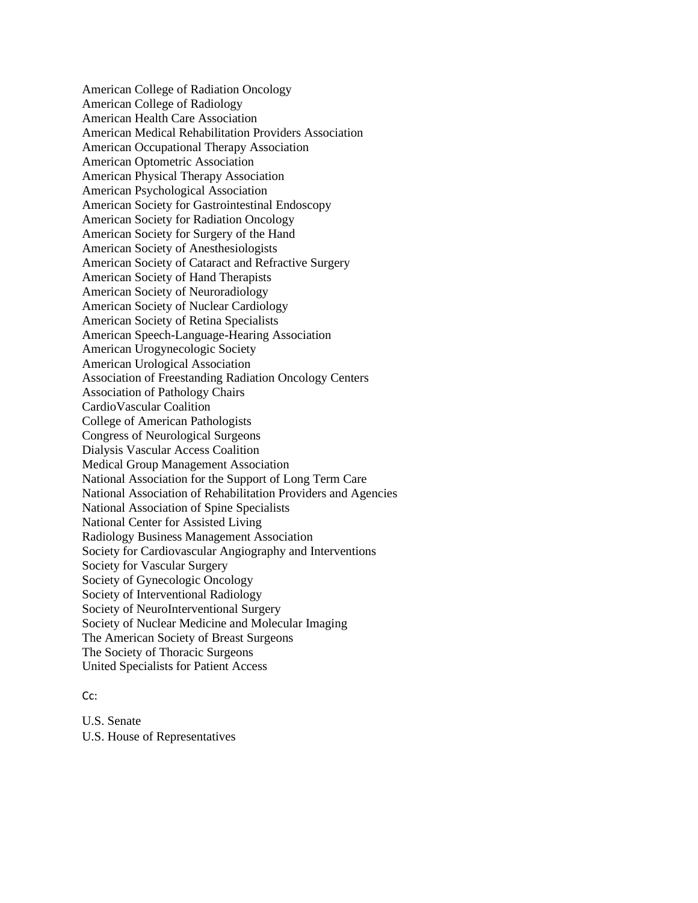American College of Radiation Oncology
American College of Radiology
American Health Care Association
American Medical Rehabilitation Providers Association
American Occupational Therapy Association
American Optometric Association
American Physical Therapy Association
American Psychological Association
American Society for Gastrointestinal Endoscopy
American Society for Radiation Oncology
American Society for Surgery of the Hand
American Society of Anesthesiologists
American Society of Cataract and Refractive Surgery
American Society of Hand Therapists
American Society of Neuroradiology
American Society of Nuclear Cardiology
American Society of Retina Specialists
American Speech-Language-Hearing Association
American Urogynecologic Society
American Urological Association
Association of Freestanding Radiation Oncology Centers
Association of Pathology Chairs
CardioVascular Coalition
College of American Pathologists
Congress of Neurological Surgeons
Dialysis Vascular Access Coalition
Medical Group Management Association
National Association for the Support of Long Term Care
National Association of Rehabilitation Providers and Agencies
National Association of Spine Specialists
National Center for Assisted Living
Radiology Business Management Association
Society for Cardiovascular Angiography and Interventions
Society for Vascular Surgery
Society of Gynecologic Oncology
Society of Interventional Radiology
Society of NeuroInterventional Surgery
Society of Nuclear Medicine and Molecular Imaging
The American Society of Breast Surgeons
The Society of Thoracic Surgeons
United Specialists for Patient Access

Cc:

U.S. Senate
U.S. House of Representatives